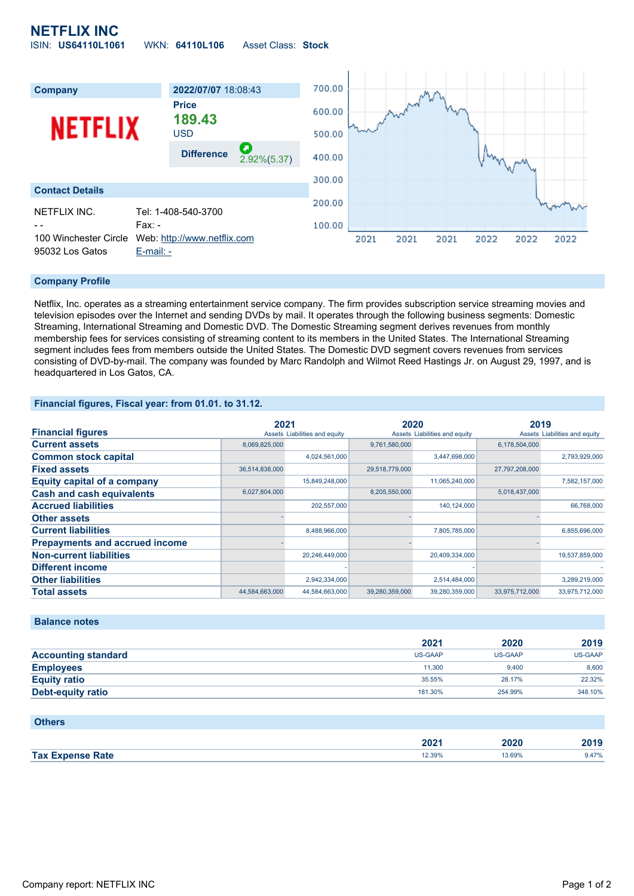# NETFLIX INC

ISIN: **US64110L1061** WKN: **64110L106** Asset Class: **Stock**

| Company | 2022/07/07 18:08:43 |
|---|---|
| NETFLIX | Price **189.43** USD |
| | Difference 2.92%(5.37) |

## Contact Details

NETFLIX INC.
- -
100 Winchester Circle
95032 Los Gatos

Tel: 1-408-540-3700
Fax: -
Web: http://www.netflix.com
E-mail: -

## Company Profile

Netflix, Inc. operates as a streaming entertainment service company. The firm provides subscription service streaming movies and television episodes over the Internet and sending DVDs by mail. It operates through the following business segments: Domestic Streaming, International Streaming and Domestic DVD. The Domestic Streaming segment derives revenues from monthly membership fees for services consisting of streaming content to its members in the United States. The International Streaming segment includes fees from members outside the United States. The Domestic DVD segment covers revenues from services consisting of DVD-by-mail. The company was founded by Marc Randolph and Wilmot Reed Hastings Jr. on August 29, 1997, and is headquartered in Los Gatos, CA.

## Financial figures, Fiscal year: from 01.01. to 31.12.

| Financial figures | 2021 | | 2020 | | 2019 | |
|---|---|---|---|---|---|---|
| | Assets | Liabilities and equity | Assets | Liabilities and equity | Assets | Liabilities and equity |
| **Current assets** | 8,069,825,000 | | 9,761,580,000 | | 6,178,504,000 | |
| **Common stock capital** | | 4,024,561,000 | | 3,447,698,000 | | 2,793,929,000 |
| **Fixed assets** | 36,514,838,000 | | 29,518,779,000 | | 27,797,208,000 | |
| **Equity capital of a company** | | 15,849,248,000 | | 11,065,240,000 | | 7,582,157,000 |
| **Cash and cash equivalents** | 6,027,804,000 | | 8,205,550,000 | | 5,018,437,000 | |
| **Accrued liabilities** | | 202,557,000 | | 140,124,000 | | 66,768,000 |
| **Other assets** | - | | - | | - | |
| **Current liabilities** | | 8,488,966,000 | | 7,805,785,000 | | 6,855,696,000 |
| **Prepayments and accrued income** | - | | - | | - | |
| **Non-current liabilities** | | 20,246,449,000 | | 20,409,334,000 | | 19,537,859,000 |
| **Different income** | | - | | - | | - |
| **Other liabilities** | | 2,942,334,000 | | 2,514,484,000 | | 3,289,219,000 |
| **Total assets** | 44,584,663,000 | 44,584,663,000 | 39,280,359,000 | 39,280,359,000 | 33,975,712,000 | 33,975,712,000 |

## Balance notes

| | 2021 | 2020 | 2019 |
|---|---|---|---|
| **Accounting standard** | US-GAAP | US-GAAP | US-GAAP |
| **Employees** | 11,300 | 9,400 | 8,600 |
| **Equity ratio** | 35.55% | 28.17% | 22.32% |
| **Debt-equity ratio** | 181.30% | 254.99% | 348.10% |

## Others

| | 2021 | 2020 | 2019 |
|---|---|---|---|
| **Tax Expense Rate** | 12.39% | 13.69% | 9.47% |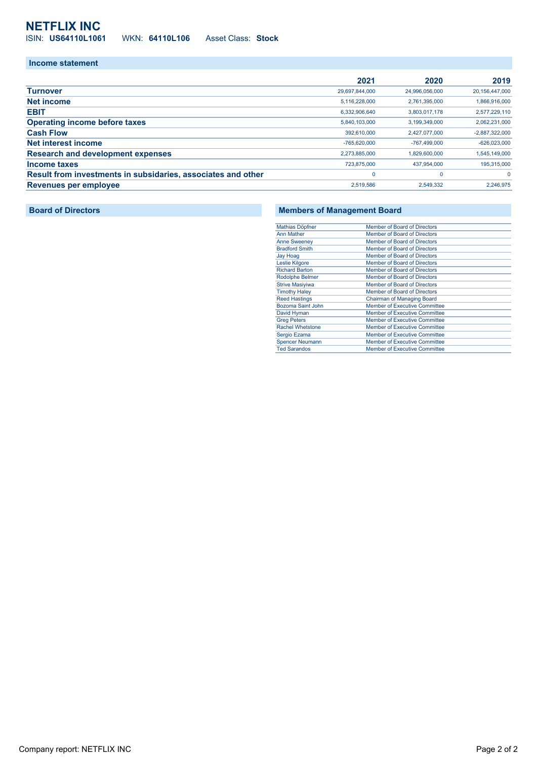# NETFLIX INC

ISIN: **US64110L1061** WKN: **64110L106** Asset Class: **Stock**

## Income statement

| | 2021 | 2020 | 2019 |
|---|---|---|---|
| **Turnover** | 29,697,844,000 | 24,996,056,000 | 20,156,447,000 |
| **Net income** | 5,116,228,000 | 2,761,395,000 | 1,866,916,000 |
| **EBIT** | 6,332,906,640 | 3,803,017,178 | 2,577,229,110 |
| **Operating income before taxes** | 5,840,103,000 | 3,199,349,000 | 2,062,231,000 |
| **Cash Flow** | 392,610,000 | 2,427,077,000 | -2,887,322,000 |
| **Net interest income** | -765,620,000 | -767,499,000 | -626,023,000 |
| **Research and development expenses** | 2,273,885,000 | 1,829,600,000 | 1,545,149,000 |
| **Income taxes** | 723,875,000 | 437,954,000 | 195,315,000 |
| **Result from investments in subsidaries, associates and other** | 0 | 0 | 0 |
| **Revenues per employee** | 2,519,586 | 2,549,332 | 2,246,975 |

## Board of Directors

## Members of Management Board

| | |
|---|---|
| Mathias Döpfner | Member of Board of Directors |
| Ann Mather | Member of Board of Directors |
| Anne Sweeney | Member of Board of Directors |
| Bradford Smith | Member of Board of Directors |
| Jay Hoag | Member of Board of Directors |
| Leslie Kilgore | Member of Board of Directors |
| Richard Barton | Member of Board of Directors |
| Rodolphe Belmer | Member of Board of Directors |
| Strive Masiyiwa | Member of Board of Directors |
| Timothy Haley | Member of Board of Directors |
| Reed Hastings | Chairman of Managing Board |
| Bozoma Saint John | Member of Executive Committee |
| David Hyman | Member of Executive Committee |
| Greg Peters | Member of Executive Committee |
| Rachel Whetstone | Member of Executive Committee |
| Sergio Ezama | Member of Executive Committee |
| Spencer Neumann | Member of Executive Committee |
| Ted Sarandos | Member of Executive Committee |